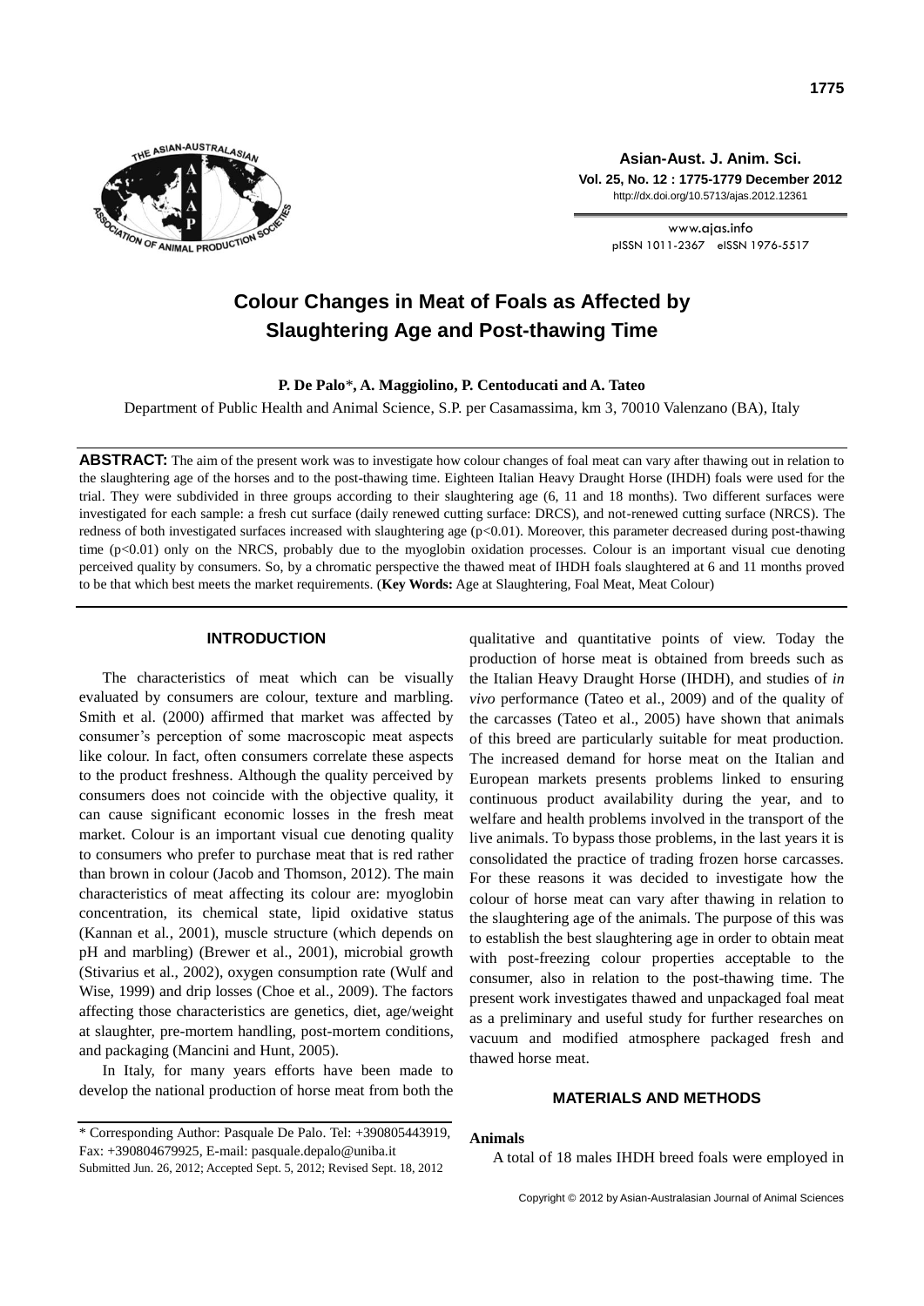# Colour Changes in Meat of Foals as Affected by Slaughtering Age and Post-thawing Time

**P. De Palo***, **A. Maggiolino, P. Centoducati and A. Tateo**

Department of Public Health and Animal Science, S.P. per Casamassima, km 3, 70010 Valenzano (BA), Italy

**ABSTRACT:** The aim of the present work was to investigate how colour changes of foal meat can vary after thawing out in relation to the slaughtering age of the horses and to the post-thawing time. Eighteen Italian Heavy Draught Horse (IHDH) foals were used for the trial. They were subdivided in three groups according to their slaughtering age (6, 11 and 18 months). Two different surfaces were investigated for each sample: a fresh cut surface (daily renewed cutting surface: DRCS), and not-renewed cutting surface (NRCS). The redness of both investigated surfaces increased with slaughtering age ($p<0.01$). Moreover, this parameter decreased during post-thawing time ($p<0.01$) only on the NRCS, probably due to the myoglobin oxidation processes. Colour is an important visual cue denoting perceived quality by consumers. So, by a chromatic perspective the thawed meat of IHDH foals slaughtered at 6 and 11 months proved to be that which best meets the market requirements. (**Key Words:** Age at Slaughtering, Foal Meat, Meat Colour)

## INTRODUCTION

The characteristics of meat which can be visually evaluated by consumers are colour, texture and marbling. Smith et al. (2000) affirmed that market was affected by consumer's perception of some macroscopic meat aspects like colour. In fact, often consumers correlate these aspects to the product freshness. Although the quality perceived by consumers does not coincide with the objective quality, it can cause significant economic losses in the fresh meat market. Colour is an important visual cue denoting quality to consumers who prefer to purchase meat that is red rather than brown in colour (Jacob and Thomson, 2012). The main characteristics of meat affecting its colour are: myoglobin concentration, its chemical state, lipid oxidative status (Kannan et al., 2001), muscle structure (which depends on pH and marbling) (Brewer et al., 2001), microbial growth (Stivarius et al., 2002), oxygen consumption rate (Wulf and Wise, 1999) and drip losses (Choe et al., 2009). The factors affecting those characteristics are genetics, diet, age/weight at slaughter, pre-mortem handling, post-mortem conditions, and packaging (Mancini and Hunt, 2005).

In Italy, for many years efforts have been made to develop the national production of horse meat from both the qualitative and quantitative points of view. Today the production of horse meat is obtained from breeds such as the Italian Heavy Draught Horse (IHDH), and studies of *in vivo* performance (Tateo et al., 2009) and of the quality of the carcasses (Tateo et al., 2005) have shown that animals of this breed are particularly suitable for meat production. The increased demand for horse meat on the Italian and European markets presents problems linked to ensuring continuous product availability during the year, and to welfare and health problems involved in the transport of the live animals. To bypass those problems, in the last years it is consolidated the practice of trading frozen horse carcasses. For these reasons it was decided to investigate how the colour of horse meat can vary after thawing in relation to the slaughtering age of the animals. The purpose of this was to establish the best slaughtering age in order to obtain meat with post-freezing colour properties acceptable to the consumer, also in relation to the post-thawing time. The present work investigates thawed and unpackaged foal meat as a preliminary and useful study for further researches on vacuum and modified atmosphere packaged fresh and thawed horse meat.

## MATERIALS AND METHODS

### Animals

A total of 18 males IHDH breed foals were employed in

\* Corresponding Author: Pasquale De Palo. Tel: +390805443919, Fax: +390804679925, E-mail: pasquale.depalo@uniba.it
Submitted Jun. 26, 2012; Accepted Sept. 5, 2012; Revised Sept. 18, 2012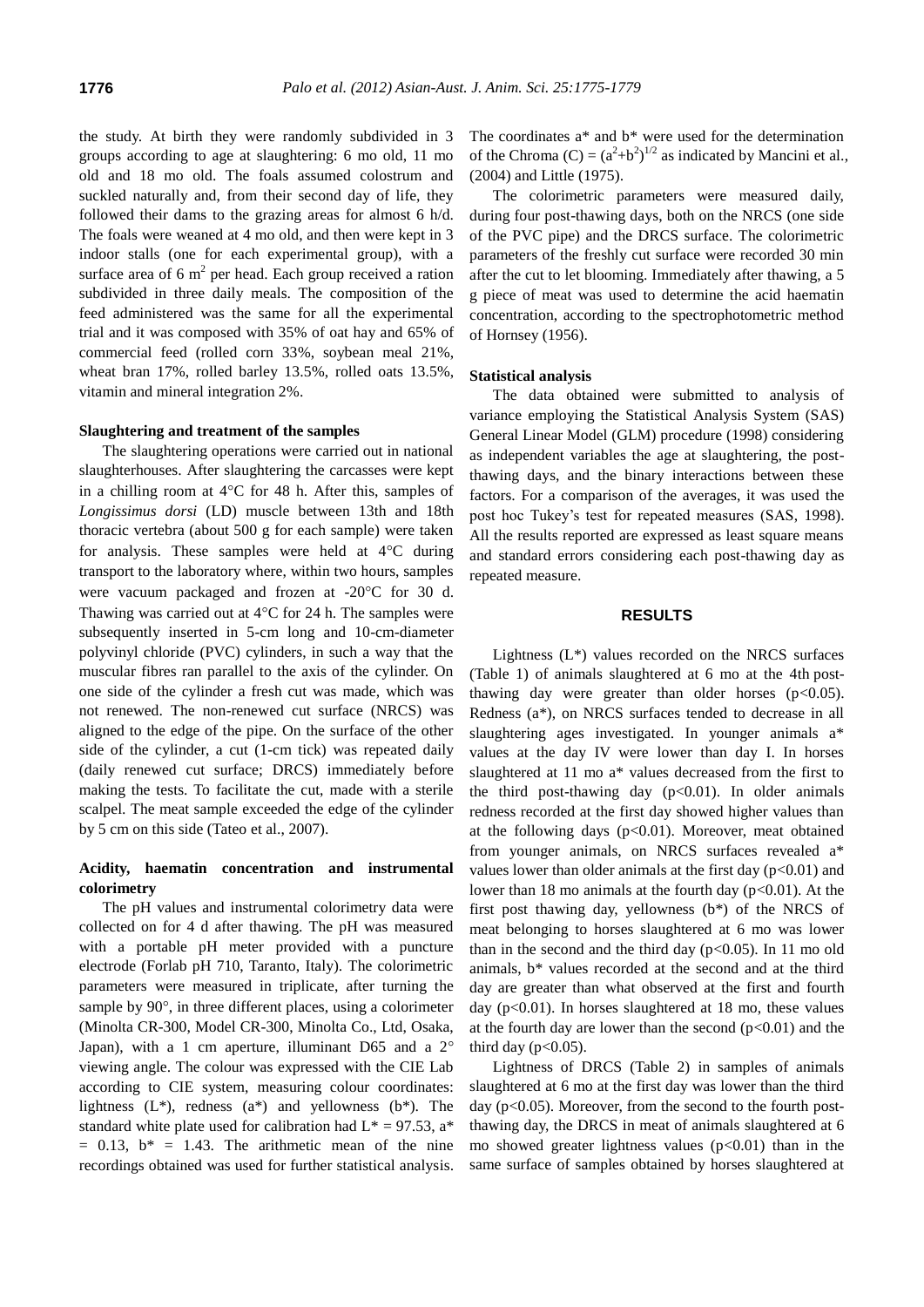the study. At birth they were randomly subdivided in 3 groups according to age at slaughtering: 6 mo old, 11 mo old and 18 mo old. The foals assumed colostrum and suckled naturally and, from their second day of life, they followed their dams to the grazing areas for almost 6 h/d. The foals were weaned at 4 mo old, and then were kept in 3 indoor stalls (one for each experimental group), with a surface area of 6 $m^2$ per head. Each group received a ration subdivided in three daily meals. The composition of the feed administered was the same for all the experimental trial and it was composed with 35% of oat hay and 65% of commercial feed (rolled corn 33%, soybean meal 21%, wheat bran 17%, rolled barley 13.5%, rolled oats 13.5%, vitamin and mineral integration 2%.

### Slaughtering and treatment of the samples

The slaughtering operations were carried out in national slaughterhouses. After slaughtering the carcasses were kept in a chilling room at 4°C for 48 h. After this, samples of *Longissimus dorsi* (LD) muscle between 13th and 18th thoracic vertebra (about 500 g for each sample) were taken for analysis. These samples were held at 4°C during transport to the laboratory where, within two hours, samples were vacuum packaged and frozen at -20°C for 30 d. Thawing was carried out at 4°C for 24 h. The samples were subsequently inserted in 5-cm long and 10-cm-diameter polyvinyl chloride (PVC) cylinders, in such a way that the muscular fibres ran parallel to the axis of the cylinder. On one side of the cylinder a fresh cut was made, which was not renewed. The non-renewed cut surface (NRCS) was aligned to the edge of the pipe. On the surface of the other side of the cylinder, a cut (1-cm tick) was repeated daily (daily renewed cut surface; DRCS) immediately before making the tests. To facilitate the cut, made with a sterile scalpel. The meat sample exceeded the edge of the cylinder by 5 cm on this side (Tateo et al., 2007).

### Acidity, haematin concentration and instrumental colorimetry

The pH values and instrumental colorimetry data were collected on for 4 d after thawing. The pH was measured with a portable pH meter provided with a puncture electrode (Forlab pH 710, Taranto, Italy). The colorimetric parameters were measured in triplicate, after turning the sample by 90°, in three different places, using a colorimeter (Minolta CR-300, Model CR-300, Minolta Co., Ltd, Osaka, Japan), with a 1 cm aperture, illuminant D65 and a 2° viewing angle. The colour was expressed with the CIE Lab according to CIE system, measuring colour coordinates: lightness (L*), redness (a*) and yellowness (b*). The standard white plate used for calibration had L* = 97.53, a* = 0.13, b* = 1.43. The arithmetic mean of the nine recordings obtained was used for further statistical analysis. The coordinates a* and b* were used for the determination of the Chroma $(C) = (a^2+b^2)^{1/2}$ as indicated by Mancini et al., (2004) and Little (1975).

The colorimetric parameters were measured daily, during four post-thawing days, both on the NRCS (one side of the PVC pipe) and the DRCS surface. The colorimetric parameters of the freshly cut surface were recorded 30 min after the cut to let blooming. Immediately after thawing, a 5 g piece of meat was used to determine the acid haematin concentration, according to the spectrophotometric method of Hornsey (1956).

### Statistical analysis

The data obtained were submitted to analysis of variance employing the Statistical Analysis System (SAS) General Linear Model (GLM) procedure (1998) considering as independent variables the age at slaughtering, the post-thawing days, and the binary interactions between these factors. For a comparison of the averages, it was used the post hoc Tukey's test for repeated measures (SAS, 1998). All the results reported are expressed as least square means and standard errors considering each post-thawing day as repeated measure.

## RESULTS

Lightness (L*) values recorded on the NRCS surfaces (Table 1) of animals slaughtered at 6 mo at the 4th post-thawing day were greater than older horses ($p<0.05$). Redness (a*), on NRCS surfaces tended to decrease in all slaughtering ages investigated. In younger animals a* values at the day IV were lower than day I. In horses slaughtered at 11 mo a* values decreased from the first to the third post-thawing day ($p<0.01$). In older animals redness recorded at the first day showed higher values than at the following days ($p<0.01$). Moreover, meat obtained from younger animals, on NRCS surfaces revealed a* values lower than older animals at the first day ($p<0.01$) and lower than 18 mo animals at the fourth day ($p<0.01$). At the first post thawing day, yellowness (b*) of the NRCS of meat belonging to horses slaughtered at 6 mo was lower than in the second and the third day ($p<0.05$). In 11 mo old animals, b* values recorded at the second and at the third day are greater than what observed at the first and fourth day ($p<0.01$). In horses slaughtered at 18 mo, these values at the fourth day are lower than the second ($p<0.01$) and the third day ($p<0.05$).

Lightness of DRCS (Table 2) in samples of animals slaughtered at 6 mo at the first day was lower than the third day ($p<0.05$). Moreover, from the second to the fourth post-thawing day, the DRCS in meat of animals slaughtered at 6 mo showed greater lightness values ($p<0.01$) than in the same surface of samples obtained by horses slaughtered at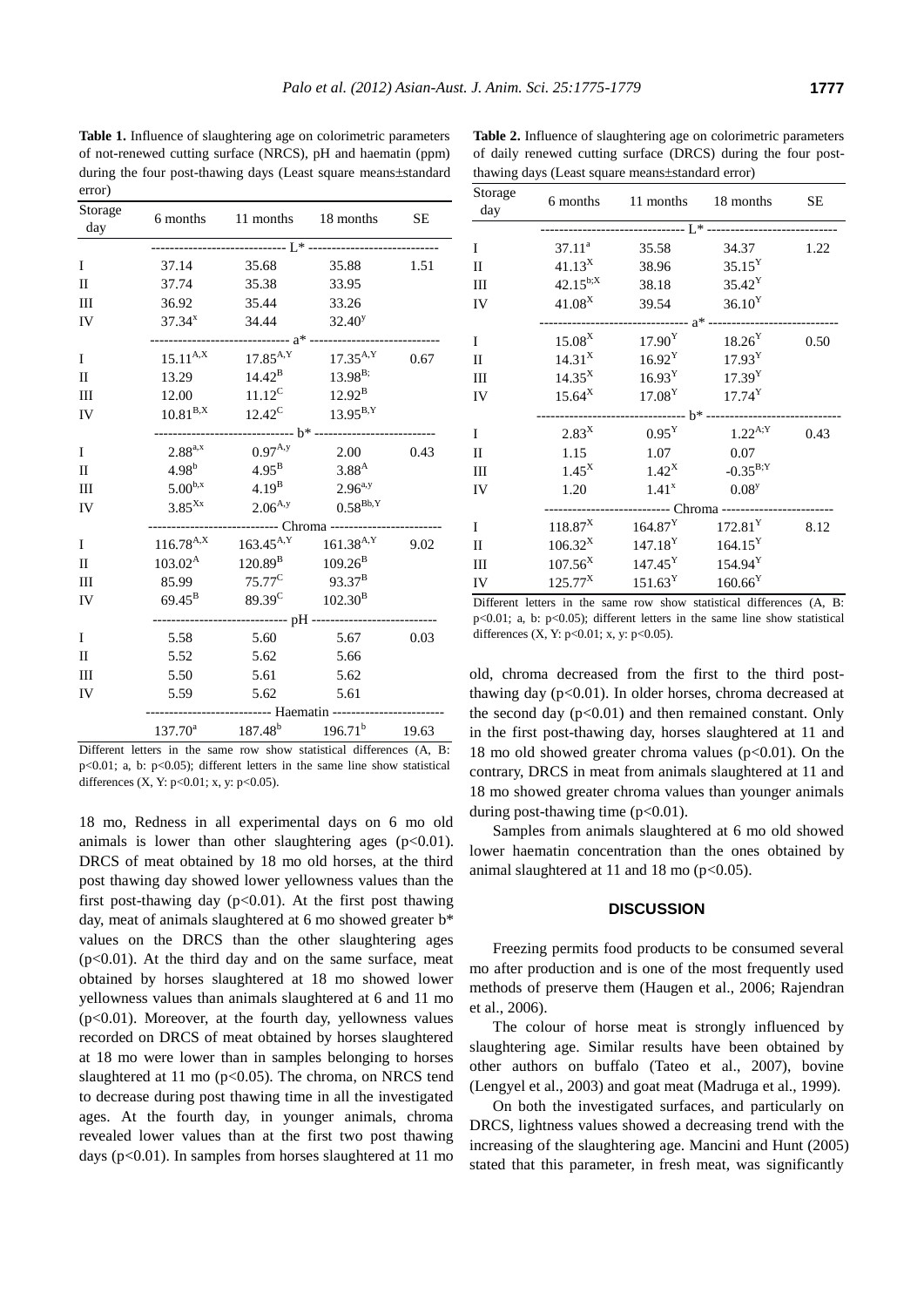**Table 1.** Influence of slaughtering age on colorimetric parameters of not-renewed cutting surface (NRCS), pH and haematin (ppm) during the four post-thawing days (Least square means±standard error)

| Storage day | 6 months | 11 months | 18 months | SE |
|---|---|---|---|---|
| | L* | | | |
| I | 37.14 | 35.68 | 35.88 | 1.51 |
| II | 37.74 | 35.38 | 33.95 | |
| III | 36.92 | 35.44 | 33.26 | |
| IV | $37.34^{x}$ | 34.44 | $32.40^{y}$ | |
| | a* | | | |
| I | $15.11^{A,X}$ | $17.85^{A,Y}$ | $17.35^{A,Y}$ | 0.67 |
| II | 13.29 | $14.42^{B}$ | $13.98^{B;}$ | |
| III | 12.00 | $11.12^{C}$ | $12.92^{B}$ | |
| IV | $10.81^{B,X}$ | $12.42^{C}$ | $13.95^{B,Y}$ | |
| | b* | | | |
| I | $2.88^{a,x}$ | $0.97^{A,y}$ | 2.00 | 0.43 |
| II | $4.98^{b}$ | $4.95^{B}$ | $3.88^{A}$ | |
| III | $5.00^{b,x}$ | $4.19^{B}$ | $2.96^{a,y}$ | |
| IV | $3.85^{Xx}$ | $2.06^{A,y}$ | $0.58^{Bb,Y}$ | |
| | Chroma | | | |
| I | $116.78^{A,X}$ | $163.45^{A,Y}$ | $161.38^{A,Y}$ | 9.02 |
| II | $103.02^{A}$ | $120.89^{B}$ | $109.26^{B}$ | |
| III | 85.99 | $75.77^{C}$ | $93.37^{B}$ | |
| IV | $69.45^{B}$ | $89.39^{C}$ | $102.30^{B}$ | |
| | pH | | | |
| I | 5.58 | 5.60 | 5.67 | 0.03 |
| II | 5.52 | 5.62 | 5.66 | |
| III | 5.50 | 5.61 | 5.62 | |
| IV | 5.59 | 5.62 | 5.61 | |
| | Haematin | | | |
| | $137.70^{a}$ | $187.48^{b}$ | $196.71^{b}$ | 19.63 |

Different letters in the same row show statistical differences (A, B: $p<0.01$; a, b: $p<0.05$); different letters in the same line show statistical differences (X, Y: $p<0.01$; x, y: $p<0.05$).

18 mo, Redness in all experimental days on 6 mo old animals is lower than other slaughtering ages ($p<0.01$). DRCS of meat obtained by 18 mo old horses, at the third post thawing day showed lower yellowness values than the first post-thawing day ($p<0.01$). At the first post thawing day, meat of animals slaughtered at 6 mo showed greater b* values on the DRCS than the other slaughtering ages ($p<0.01$). At the third day and on the same surface, meat obtained by horses slaughtered at 18 mo showed lower yellowness values than animals slaughtered at 6 and 11 mo ($p<0.01$). Moreover, at the fourth day, yellowness values recorded on DRCS of meat obtained by horses slaughtered at 18 mo were lower than in samples belonging to horses slaughtered at 11 mo ($p<0.05$). The chroma, on NRCS tend to decrease during post thawing time in all the investigated ages. At the fourth day, in younger animals, chroma revealed lower values than at the first two post thawing days ($p<0.01$). In samples from horses slaughtered at 11 mo

**Table 2.** Influence of slaughtering age on colorimetric parameters of daily renewed cutting surface (DRCS) during the four post-thawing days (Least square means±standard error)

| Storage day | 6 months | 11 months | 18 months | SE |
|---|---|---|---|---|
| | L* | | | |
| I | $37.11^{a}$ | 35.58 | 34.37 | 1.22 |
| II | $41.13^{X}$ | 38.96 | $35.15^{Y}$ | |
| III | $42.15^{b;X}$ | 38.18 | $35.42^{Y}$ | |
| IV | $41.08^{X}$ | 39.54 | $36.10^{Y}$ | |
| | a* | | | |
| I | $15.08^{X}$ | $17.90^{Y}$ | $18.26^{Y}$ | 0.50 |
| II | $14.31^{X}$ | $16.92^{Y}$ | $17.93^{Y}$ | |
| III | $14.35^{X}$ | $16.93^{Y}$ | $17.39^{Y}$ | |
| IV | $15.64^{X}$ | $17.08^{Y}$ | $17.74^{Y}$ | |
| | b* | | | |
| I | $2.83^{X}$ | $0.95^{Y}$ | $1.22^{A;Y}$ | 0.43 |
| II | 1.15 | 1.07 | 0.07 | |
| III | $1.45^{X}$ | $1.42^{X}$ | $-0.35^{B;Y}$ | |
| IV | 1.20 | $1.41^{x}$ | $0.08^{y}$ | |
| | Chroma | | | |
| I | $118.87^{X}$ | $164.87^{Y}$ | $172.81^{Y}$ | 8.12 |
| II | $106.32^{X}$ | $147.18^{Y}$ | $164.15^{Y}$ | |
| III | $107.56^{X}$ | $147.45^{Y}$ | $154.94^{Y}$ | |
| IV | $125.77^{X}$ | $151.63^{Y}$ | $160.66^{Y}$ | |

Different letters in the same row show statistical differences (A, B: $p<0.01$; a, b: $p<0.05$); different letters in the same line show statistical differences (X, Y: $p<0.01$; x, y: $p<0.05$).

old, chroma decreased from the first to the third post-thawing day ($p<0.01$). In older horses, chroma decreased at the second day ($p<0.01$) and then remained constant. Only in the first post-thawing day, horses slaughtered at 11 and 18 mo old showed greater chroma values ($p<0.01$). On the contrary, DRCS in meat from animals slaughtered at 11 and 18 mo showed greater chroma values than younger animals during post-thawing time ($p<0.01$).

Samples from animals slaughtered at 6 mo old showed lower haematin concentration than the ones obtained by animal slaughtered at 11 and 18 mo ($p<0.05$).

## DISCUSSION

Freezing permits food products to be consumed several mo after production and is one of the most frequently used methods of preserve them (Haugen et al., 2006; Rajendran et al., 2006).

The colour of horse meat is strongly influenced by slaughtering age. Similar results have been obtained by other authors on buffalo (Tateo et al., 2007), bovine (Lengyel et al., 2003) and goat meat (Madruga et al., 1999).

On both the investigated surfaces, and particularly on DRCS, lightness values showed a decreasing trend with the increasing of the slaughtering age. Mancini and Hunt (2005) stated that this parameter, in fresh meat, was significantly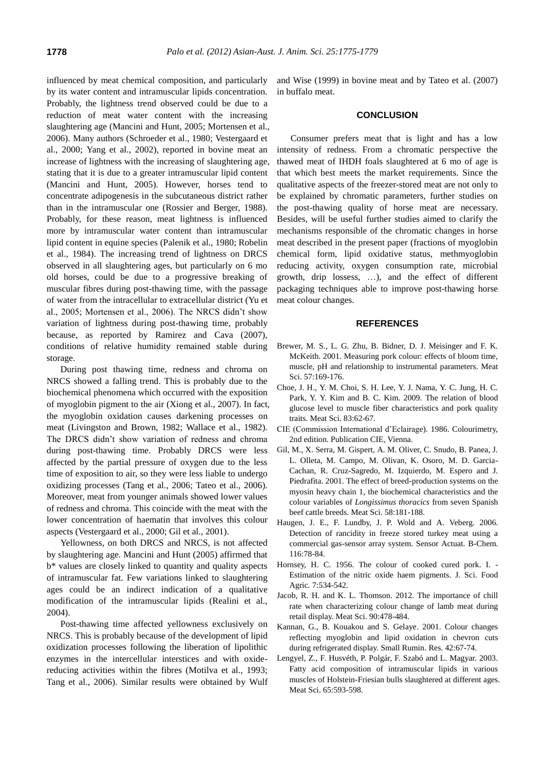influenced by meat chemical composition, and particularly by its water content and intramuscular lipids concentration. Probably, the lightness trend observed could be due to a reduction of meat water content with the increasing slaughtering age (Mancini and Hunt, 2005; Mortensen et al., 2006). Many authors (Schroeder et al., 1980; Vestergaard et al., 2000; Yang et al., 2002), reported in bovine meat an increase of lightness with the increasing of slaughtering age, stating that it is due to a greater intramuscular lipid content (Mancini and Hunt, 2005). However, horses tend to concentrate adipogenesis in the subcutaneous district rather than in the intramuscular one (Rossier and Berger, 1988). Probably, for these reason, meat lightness is influenced more by intramuscular water content than intramuscular lipid content in equine species (Palenik et al., 1980; Robelin et al., 1984). The increasing trend of lightness on DRCS observed in all slaughtering ages, but particularly on 6 mo old horses, could be due to a progressive breaking of muscular fibres during post-thawing time, with the passage of water from the intracellular to extracellular district (Yu et al., 2005; Mortensen et al., 2006). The NRCS didn't show variation of lightness during post-thawing time, probably because, as reported by Ramirez and Cava (2007), conditions of relative humidity remained stable during storage.

During post thawing time, redness and chroma on NRCS showed a falling trend. This is probably due to the biochemical phenomena which occurred with the exposition of myoglobin pigment to the air (Xiong et al., 2007). In fact, the myoglobin oxidation causes darkening processes on meat (Livingston and Brown, 1982; Wallace et al., 1982). The DRCS didn't show variation of redness and chroma during post-thawing time. Probably DRCS were less affected by the partial pressure of oxygen due to the less time of exposition to air, so they were less liable to undergo oxidizing processes (Tang et al., 2006; Tateo et al., 2006). Moreover, meat from younger animals showed lower values of redness and chroma. This coincide with the meat with the lower concentration of haematin that involves this colour aspects (Vestergaard et al., 2000; Gil et al., 2001).

Yellowness, on both DRCS and NRCS, is not affected by slaughtering age. Mancini and Hunt (2005) affirmed that b* values are closely linked to quantity and quality aspects of intramuscular fat. Few variations linked to slaughtering ages could be an indirect indication of a qualitative modification of the intramuscular lipids (Realini et al., 2004).

Post-thawing time affected yellowness exclusively on NRCS. This is probably because of the development of lipid oxidization processes following the liberation of lipolithic enzymes in the intercellular interstices and with oxide-reducing activities within the fibres (Motilva et al., 1993; Tang et al., 2006). Similar results were obtained by Wulf and Wise (1999) in bovine meat and by Tateo et al. (2007) in buffalo meat.

## CONCLUSION

Consumer prefers meat that is light and has a low intensity of redness. From a chromatic perspective the thawed meat of IHDH foals slaughtered at 6 mo of age is that which best meets the market requirements. Since the qualitative aspects of the freezer-stored meat are not only to be explained by chromatic parameters, further studies on the post-thawing quality of horse meat are necessary. Besides, will be useful further studies aimed to clarify the mechanisms responsible of the chromatic changes in horse meat described in the present paper (fractions of myoglobin chemical form, lipid oxidative status, methmyoglobin reducing activity, oxygen consumption rate, microbial growth, drip lossess, …), and the effect of different packaging techniques able to improve post-thawing horse meat colour changes.

## REFERENCES

Brewer, M. S., L. G. Zhu, B. Bidner, D. J. Meisinger and F. K. McKeith. 2001. Measuring pork colour: effects of bloom time, muscle, pH and relationship to instrumental parameters. Meat Sci. 57:169-176.

Choe, J. H., Y. M. Choi, S. H. Lee, Y. J. Nama, Y. C. Jung, H. C. Park, Y. Y. Kim and B. C. Kim. 2009. The relation of blood glucose level to muscle fiber characteristics and pork quality traits. Meat Sci. 83:62-67.

CIE (Commission International d'Eclairage). 1986. Colourimetry, 2nd edition. Publication CIE, Vienna.

Gil, M., X. Serra, M. Gispert, A. M. Oliver, C. Snudo, B. Panea, J. L. Olleta, M. Campo, M. Olivan, K. Osoro, M. D. Garcia-Cachan, R. Cruz-Sagredo, M. Izquierdo, M. Espero and J. Piedrafita. 2001. The effect of breed-production systems on the myosin heavy chain 1, the biochemical characteristics and the colour variables of *Longissimus thoracics* from seven Spanish beef cattle breeds. Meat Sci. 58:181-188.

Haugen, J. E., F. Lundby, J. P. Wold and A. Veberg. 2006. Detection of rancidity in freeze stored turkey meat using a commercial gas-sensor array system. Sensor Actuat. B-Chem. 116:78-84.

Hornsey, H. C. 1956. The colour of cooked cured pork. I. - Estimation of the nitric oxide haem pigments. J. Sci. Food Agric. 7:534-542.

Jacob, R. H. and K. L. Thomson. 2012. The importance of chill rate when characterizing colour change of lamb meat during retail display. Meat Sci. 90:478-484.

Kannan, G., B. Kouakou and S. Gelaye. 2001. Colour changes reflecting myoglobin and lipid oxidation in chevron cuts during refrigerated display. Small Rumin. Res. 42:67-74.

Lengyel, Z., F. Husvéth, P. Polgár, F. Szabó and L. Magyar. 2003. Fatty acid composition of intramuscular lipids in various muscles of Holstein-Friesian bulls slaughtered at different ages. Meat Sci. 65:593-598.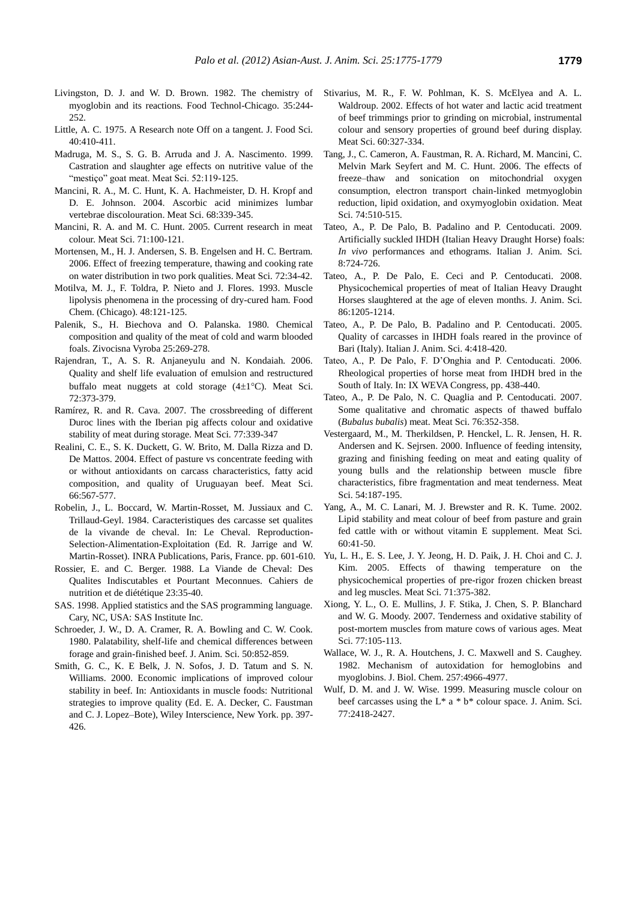Livingston, D. J. and W. D. Brown. 1982. The chemistry of myoglobin and its reactions. Food Technol-Chicago. 35:244-252.

Little, A. C. 1975. A Research note Off on a tangent. J. Food Sci. 40:410-411.

Madruga, M. S., S. G. B. Arruda and J. A. Nascimento. 1999. Castration and slaughter age effects on nutritive value of the "mestiço" goat meat. Meat Sci. 52:119-125.

Mancini, R. A., M. C. Hunt, K. A. Hachmeister, D. H. Kropf and D. E. Johnson. 2004. Ascorbic acid minimizes lumbar vertebrae discolouration. Meat Sci. 68:339-345.

Mancini, R. A. and M. C. Hunt. 2005. Current research in meat colour. Meat Sci. 71:100-121.

Mortensen, M., H. J. Andersen, S. B. Engelsen and H. C. Bertram. 2006. Effect of freezing temperature, thawing and cooking rate on water distribution in two pork qualities. Meat Sci. 72:34-42.

Motilva, M. J., F. Toldra, P. Nieto and J. Flores. 1993. Muscle lipolysis phenomena in the processing of dry-cured ham. Food Chem. (Chicago). 48:121-125.

Palenik, S., H. Biechova and O. Palanska. 1980. Chemical composition and quality of the meat of cold and warm blooded foals. Zivocisna Vyroba 25:269-278.

Rajendran, T., A. S. R. Anjaneyulu and N. Kondaiah. 2006. Quality and shelf life evaluation of emulsion and restructured buffalo meat nuggets at cold storage (4±1°C). Meat Sci. 72:373-379.

Ramírez, R. and R. Cava. 2007. The crossbreeding of different Duroc lines with the Iberian pig affects colour and oxidative stability of meat during storage. Meat Sci. 77:339-347

Realini, C. E., S. K. Duckett, G. W. Brito, M. Dalla Rizza and D. De Mattos. 2004. Effect of pasture vs concentrate feeding with or without antioxidants on carcass characteristics, fatty acid composition, and quality of Uruguayan beef. Meat Sci. 66:567-577.

Robelin, J., L. Boccard, W. Martin-Rosset, M. Jussiaux and C. Trillaud-Geyl. 1984. Caracteristiques des carcasse set qualites de la vivande de cheval. In: Le Cheval. Reproduction-Selection-Alimentation-Exploitation (Ed. R. Jarrige and W. Martin-Rosset). INRA Publications, Paris, France. pp. 601-610.

Rossier, E. and C. Berger. 1988. La Viande de Cheval: Des Qualites Indiscutables et Pourtant Meconnues. Cahiers de nutrition et de diététique 23:35-40.

SAS. 1998. Applied statistics and the SAS programming language. Cary, NC, USA: SAS Institute Inc.

Schroeder, J. W., D. A. Cramer, R. A. Bowling and C. W. Cook. 1980. Palatability, shelf-life and chemical differences between forage and grain-finished beef. J. Anim. Sci. 50:852-859.

Smith, G. C., K. E Belk, J. N. Sofos, J. D. Tatum and S. N. Williams. 2000. Economic implications of improved colour stability in beef. In: Antioxidants in muscle foods: Nutritional strategies to improve quality (Ed. E. A. Decker, C. Faustman and C. J. Lopez–Bote), Wiley Interscience, New York. pp. 397-426.

Stivarius, M. R., F. W. Pohlman, K. S. McElyea and A. L. Waldroup. 2002. Effects of hot water and lactic acid treatment of beef trimmings prior to grinding on microbial, instrumental colour and sensory properties of ground beef during display. Meat Sci. 60:327-334.

Tang, J., C. Cameron, A. Faustman, R. A. Richard, M. Mancini, C. Melvin Mark Seyfert and M. C. Hunt. 2006. The effects of freeze–thaw and sonication on mitochondrial oxygen consumption, electron transport chain-linked metmyoglobin reduction, lipid oxidation, and oxymyoglobin oxidation. Meat Sci. 74:510-515.

Tateo, A., P. De Palo, B. Padalino and P. Centoducati. 2009. Artificially suckled IHDH (Italian Heavy Draught Horse) foals: *In vivo* performances and ethograms. Italian J. Anim. Sci. 8:724-726.

Tateo, A., P. De Palo, E. Ceci and P. Centoducati. 2008. Physicochemical properties of meat of Italian Heavy Draught Horses slaughtered at the age of eleven months. J. Anim. Sci. 86:1205-1214.

Tateo, A., P. De Palo, B. Padalino and P. Centoducati. 2005. Quality of carcasses in IHDH foals reared in the province of Bari (Italy). Italian J. Anim. Sci. 4:418-420.

Tateo, A., P. De Palo, F. D'Onghia and P. Centoducati. 2006. Rheological properties of horse meat from IHDH bred in the South of Italy. In: IX WEVA Congress, pp. 438-440.

Tateo, A., P. De Palo, N. C. Quaglia and P. Centoducati. 2007. Some qualitative and chromatic aspects of thawed buffalo (*Bubalus bubalis*) meat. Meat Sci. 76:352-358.

Vestergaard, M., M. Therkildsen, P. Henckel, L. R. Jensen, H. R. Andersen and K. Sejrsen. 2000. Influence of feeding intensity, grazing and finishing feeding on meat and eating quality of young bulls and the relationship between muscle fibre characteristics, fibre fragmentation and meat tenderness. Meat Sci. 54:187-195.

Yang, A., M. C. Lanari, M. J. Brewster and R. K. Tume. 2002. Lipid stability and meat colour of beef from pasture and grain fed cattle with or without vitamin E supplement. Meat Sci. 60:41-50.

Yu, L. H., E. S. Lee, J. Y. Jeong, H. D. Paik, J. H. Choi and C. J. Kim. 2005. Effects of thawing temperature on the physicochemical properties of pre-rigor frozen chicken breast and leg muscles. Meat Sci. 71:375-382.

Xiong, Y. L., O. E. Mullins, J. F. Stika, J. Chen, S. P. Blanchard and W. G. Moody. 2007. Tenderness and oxidative stability of post-mortem muscles from mature cows of various ages. Meat Sci. 77:105-113.

Wallace, W. J., R. A. Houtchens, J. C. Maxwell and S. Caughey. 1982. Mechanism of autoxidation for hemoglobins and myoglobins. J. Biol. Chem. 257:4966-4977.

Wulf, D. M. and J. W. Wise. 1999. Measuring muscle colour on beef carcasses using the L* a * b* colour space. J. Anim. Sci. 77:2418-2427.